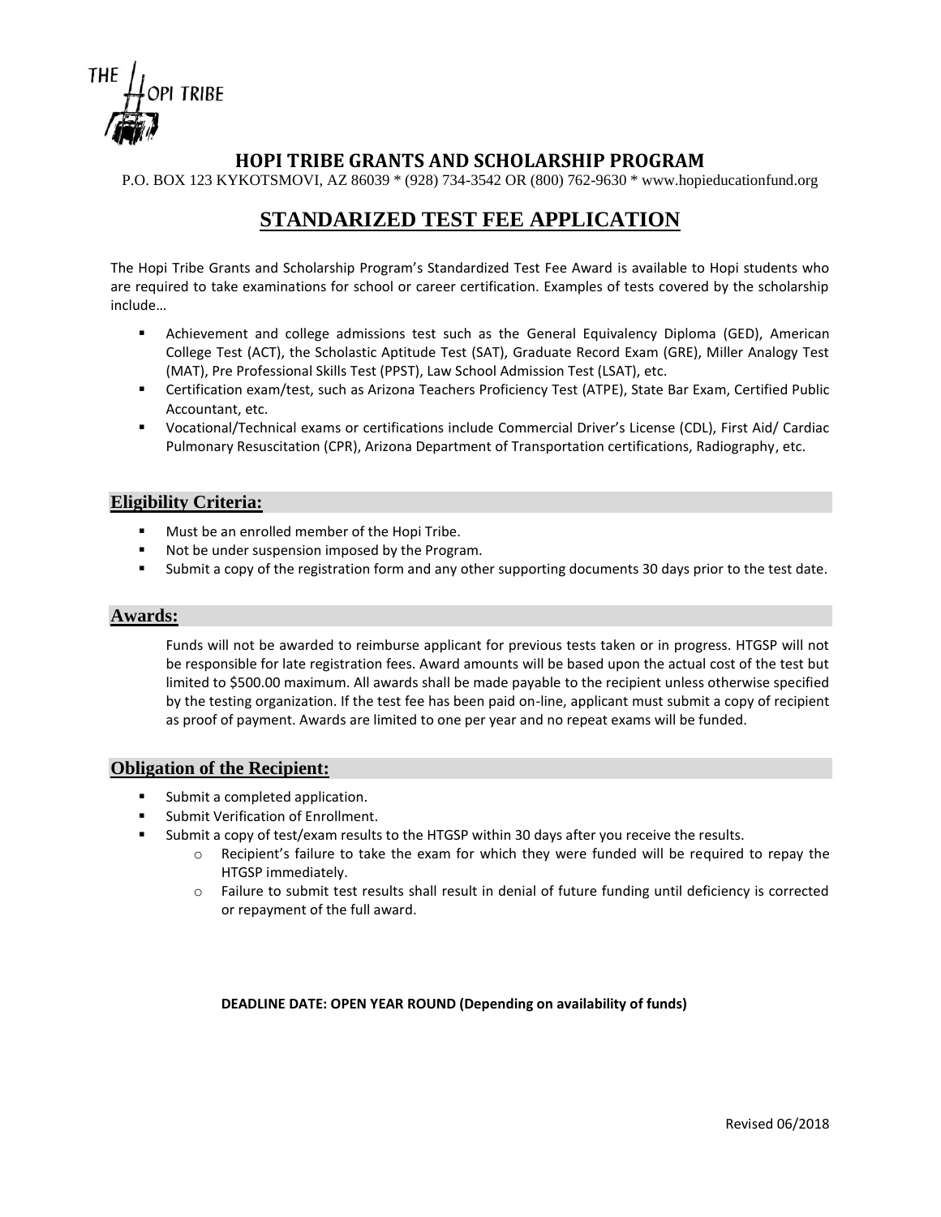THE HOPI TRIBE

# HOPI TRIBE GRANTS AND SCHOLARSHIP PROGRAM

P.O. BOX 123 KYKOTSMOVI, AZ 86039 * (928) 734-3542 OR (800) 762-9630 * www.hopieducationfund.org

# STANDARIZED TEST FEE APPLICATION

The Hopi Tribe Grants and Scholarship Program's Standardized Test Fee Award is available to Hopi students who are required to take examinations for school or career certification. Examples of tests covered by the scholarship include…

- Achievement and college admissions test such as the General Equivalency Diploma (GED), American College Test (ACT), the Scholastic Aptitude Test (SAT), Graduate Record Exam (GRE), Miller Analogy Test (MAT), Pre Professional Skills Test (PPST), Law School Admission Test (LSAT), etc.
- Certification exam/test, such as Arizona Teachers Proficiency Test (ATPE), State Bar Exam, Certified Public Accountant, etc.
- Vocational/Technical exams or certifications include Commercial Driver's License (CDL), First Aid/ Cardiac Pulmonary Resuscitation (CPR), Arizona Department of Transportation certifications, Radiography, etc.

## Eligibility Criteria:

- Must be an enrolled member of the Hopi Tribe.
- Not be under suspension imposed by the Program.
- Submit a copy of the registration form and any other supporting documents 30 days prior to the test date.

## Awards:

Funds will not be awarded to reimburse applicant for previous tests taken or in progress. HTGSP will not be responsible for late registration fees. Award amounts will be based upon the actual cost of the test but limited to $500.00 maximum. All awards shall be made payable to the recipient unless otherwise specified by the testing organization. If the test fee has been paid on-line, applicant must submit a copy of recipient as proof of payment. Awards are limited to one per year and no repeat exams will be funded.

## Obligation of the Recipient:

- Submit a completed application.
- Submit Verification of Enrollment.
- Submit a copy of test/exam results to the HTGSP within 30 days after you receive the results.
  - Recipient's failure to take the exam for which they were funded will be required to repay the HTGSP immediately.
  - Failure to submit test results shall result in denial of future funding until deficiency is corrected or repayment of the full award.

**DEADLINE DATE: OPEN YEAR ROUND (Depending on availability of funds)**

Revised 06/2018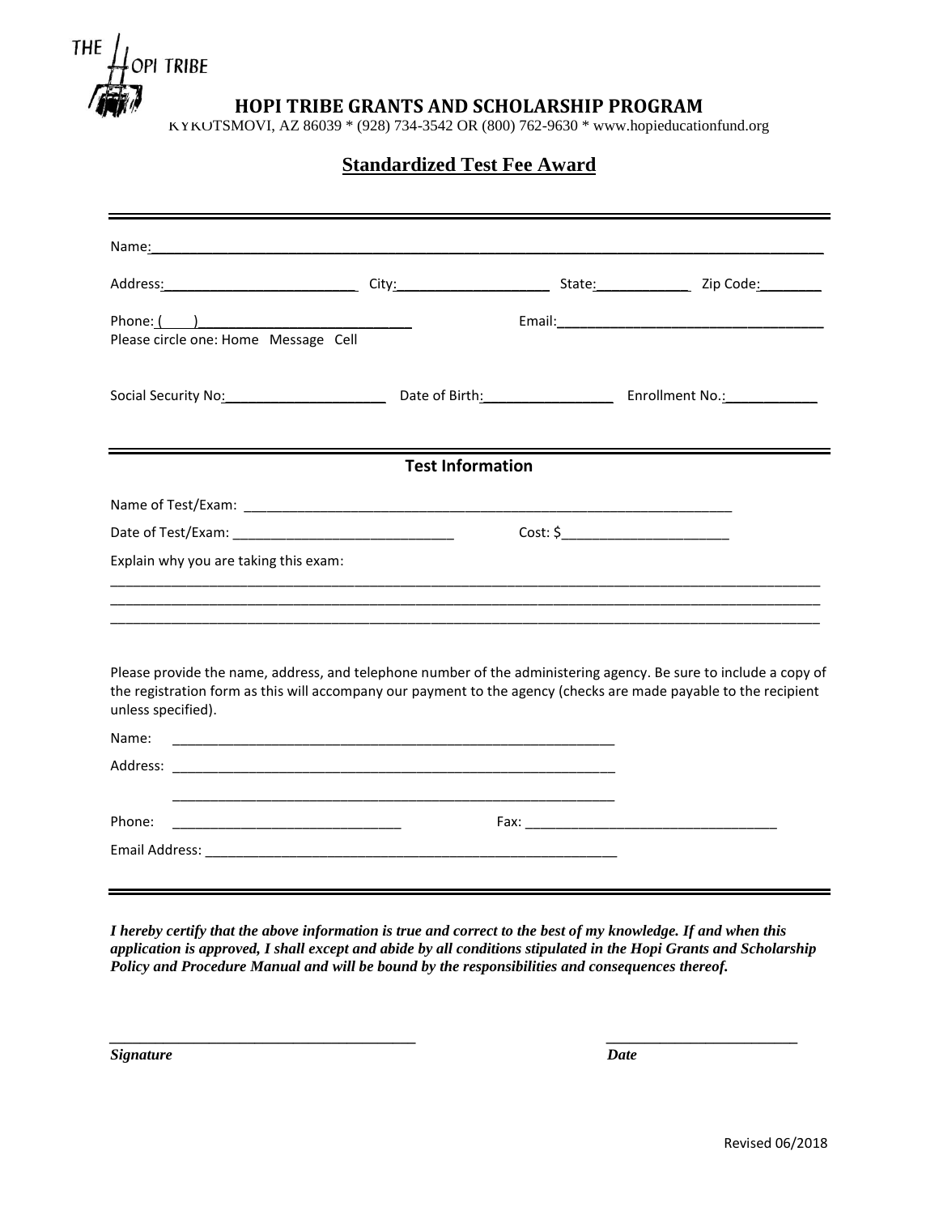THE HOPI TRIBE

## HOPI TRIBE GRANTS AND SCHOLARSHIP PROGRAM

KYKOTSMOVI, AZ 86039 * (928) 734-3542 OR (800) 762-9630 * www.hopieducationfund.org

# Standardized Test Fee Award

---

Name:_______________________________________________

Address:_______________________ City:___________________ State:___________ Zip Code:________

Phone: (____)_______________________ Email:_______________________________

Please circle one: Home Message Cell

Social Security No:____________________ Date of Birth:________________ Enrollment No.:____________

---

### Test Information

Name of Test/Exam: _______________________________________________

Date of Test/Exam: ___________________________ Cost: $_____________________

Explain why you are taking this exam:

_______________________________________________________________________________

_______________________________________________________________________________

_______________________________________________________________________________

Please provide the name, address, and telephone number of the administering agency. Be sure to include a copy of the registration form as this will accompany our payment to the agency (checks are made payable to the recipient unless specified).

Name: _______________________________________________

Address: _______________________________________________

_______________________________________________

Phone: ____________________________ Fax: ________________________________

Email Address: _______________________________________________

---

***I hereby certify that the above information is true and correct to the best of my knowledge. If and when this application is approved, I shall except and abide by all conditions stipulated in the Hopi Grants and Scholarship Policy and Procedure Manual and will be bound by the responsibilities and consequences thereof.***

_________________________________ _________________________

***Signature*** ***Date***

Revised 06/2018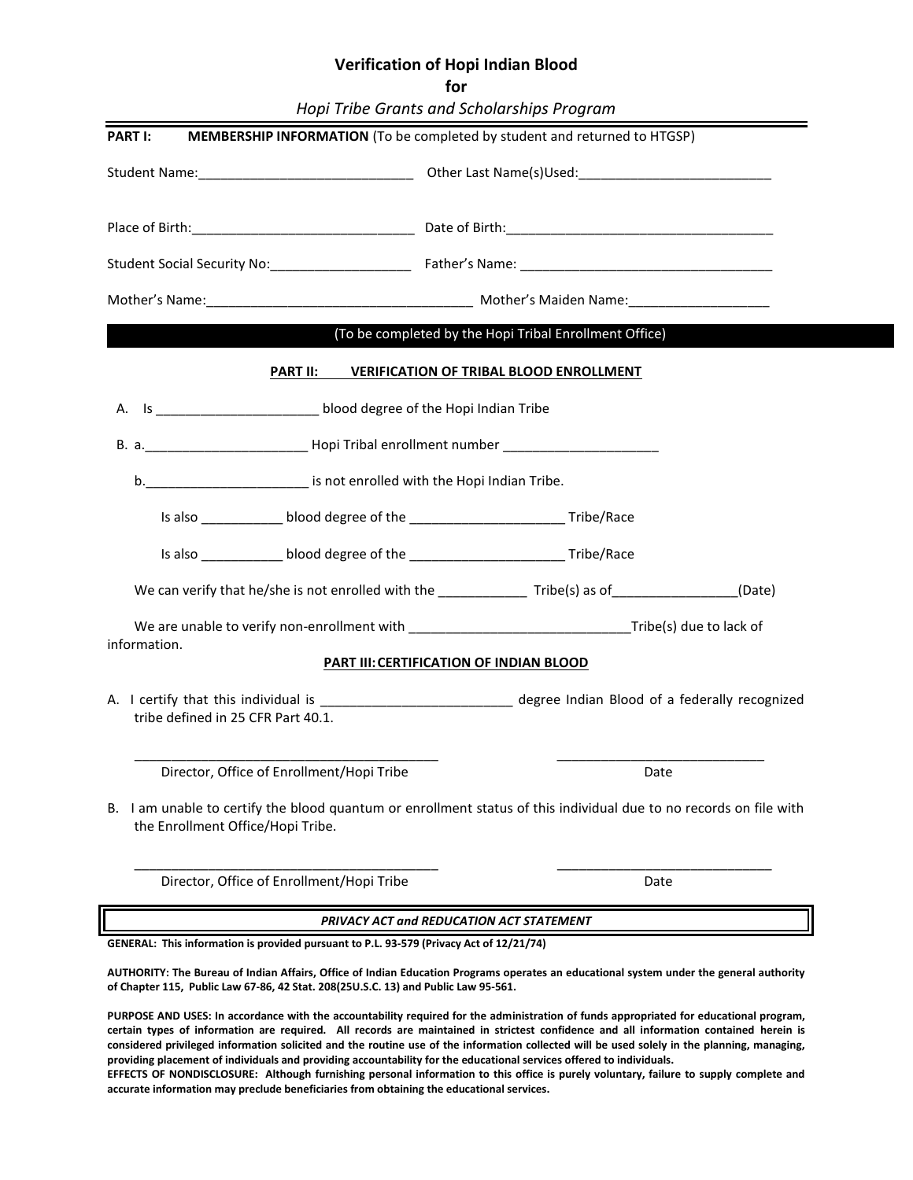# Verification of Hopi Indian Blood
## for
*Hopi Tribe Grants and Scholarships Program*

**PART I: MEMBERSHIP INFORMATION** (To be completed by student and returned to HTGSP)

Student Name:_____________________________ Other Last Name(s)Used:__________________________

Place of Birth:______________________________ Date of Birth:____________________________________

Student Social Security No:___________________ Father's Name: __________________________________

Mother's Name:____________________________________ Mother's Maiden Name:___________________

(To be completed by the Hopi Tribal Enrollment Office)

**PART II: VERIFICATION OF TRIBAL BLOOD ENROLLMENT**

A. Is ______________________ blood degree of the Hopi Indian Tribe

B. a.______________________ Hopi Tribal enrollment number _____________________

b.______________________ is not enrolled with the Hopi Indian Tribe.

Is also ___________ blood degree of the _____________________ Tribe/Race

Is also ___________ blood degree of the _____________________ Tribe/Race

We can verify that he/she is not enrolled with the ____________ Tribe(s) as of_________________(Date)

We are unable to verify non-enrollment with _____________________________Tribe(s) due to lack of information.

**PART III: CERTIFICATION OF INDIAN BLOOD**

A. I certify that this individual is __________________________ degree Indian Blood of a federally recognized tribe defined in 25 CFR Part 40.1.

__________________________________________ ____________________________

Director, Office of Enrollment/Hopi Tribe Date

B. I am unable to certify the blood quantum or enrollment status of this individual due to no records on file with the Enrollment Office/Hopi Tribe.

__________________________________________ ______________________________

Director, Office of Enrollment/Hopi Tribe Date

***PRIVACY ACT and REDUCATION ACT STATEMENT***

**GENERAL: This information is provided pursuant to P.L. 93-579 (Privacy Act of 12/21/74)**

**AUTHORITY: The Bureau of Indian Affairs, Office of Indian Education Programs operates an educational system under the general authority of Chapter 115, Public Law 67-86, 42 Stat. 208(25U.S.C. 13) and Public Law 95-561.**

**PURPOSE AND USES: In accordance with the accountability required for the administration of funds appropriated for educational program, certain types of information are required. All records are maintained in strictest confidence and all information contained herein is considered privileged information solicited and the routine use of the information collected will be used solely in the planning, managing, providing placement of individuals and providing accountability for the educational services offered to individuals.**

**EFFECTS OF NONDISCLOSURE: Although furnishing personal information to this office is purely voluntary, failure to supply complete and accurate information may preclude beneficiaries from obtaining the educational services.**